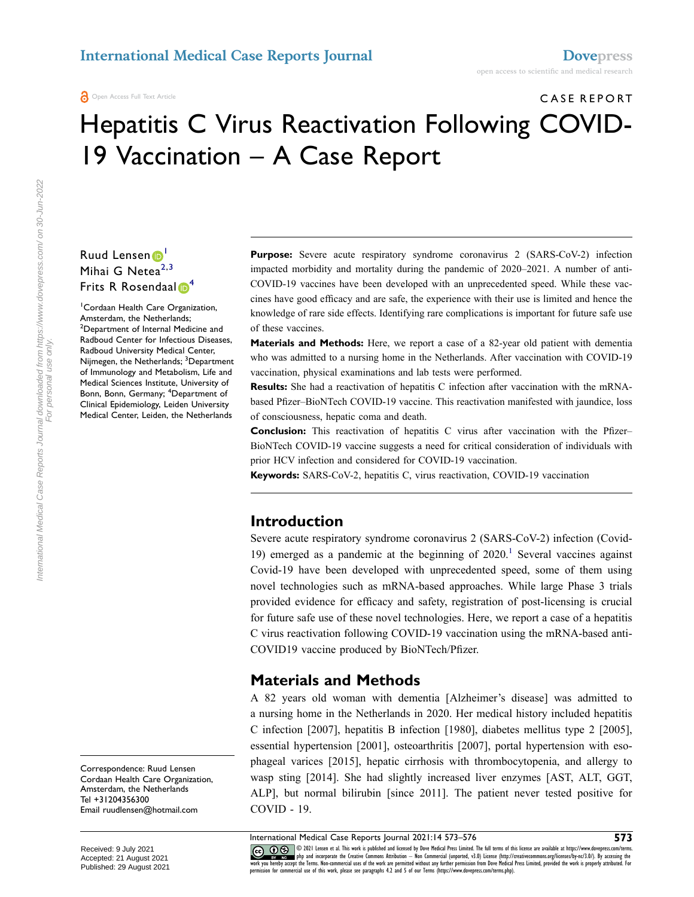CASE REPORT

# Hepatitis C Virus Reactivation Following COVID-19 Vaccination – A Case Report

Ruud Lensen[1]
Mihai G Netea[2,3]
Frits R Rosendaal[4]

[1]Cordaan Health Care Organization, Amsterdam, the Netherlands; [2]Department of Internal Medicine and Radboud Center for Infectious Diseases, Radboud University Medical Center, Nijmegen, the Netherlands; [3]Department of Immunology and Metabolism, Life and Medical Sciences Institute, University of Bonn, Bonn, Germany; [4]Department of Clinical Epidemiology, Leiden University Medical Center, Leiden, the Netherlands

Correspondence: Ruud Lensen
Cordaan Health Care Organization, Amsterdam, the Netherlands
Tel +31204356300
Email ruudlensen@hotmail.com

**Purpose:** Severe acute respiratory syndrome coronavirus 2 (SARS-CoV-2) infection impacted morbidity and mortality during the pandemic of 2020–2021. A number of anti-COVID-19 vaccines have been developed with an unprecedented speed. While these vaccines have good efficacy and are safe, the experience with their use is limited and hence the knowledge of rare side effects. Identifying rare complications is important for future safe use of these vaccines.

**Materials and Methods:** Here, we report a case of a 82-year old patient with dementia who was admitted to a nursing home in the Netherlands. After vaccination with COVID-19 vaccination, physical examinations and lab tests were performed.

**Results:** She had a reactivation of hepatitis C infection after vaccination with the mRNA-based Pfizer–BioNTech COVID-19 vaccine. This reactivation manifested with jaundice, loss of consciousness, hepatic coma and death.

**Conclusion:** This reactivation of hepatitis C virus after vaccination with the Pfizer–BioNTech COVID-19 vaccine suggests a need for critical consideration of individuals with prior HCV infection and considered for COVID-19 vaccination.

**Keywords:** SARS-CoV-2, hepatitis C, virus reactivation, COVID-19 vaccination

## Introduction

Severe acute respiratory syndrome coronavirus 2 (SARS-CoV-2) infection (Covid-19) emerged as a pandemic at the beginning of 2020.[1] Several vaccines against Covid-19 have been developed with unprecedented speed, some of them using novel technologies such as mRNA-based approaches. While large Phase 3 trials provided evidence for efficacy and safety, registration of post-licensing is crucial for future safe use of these novel technologies. Here, we report a case of a hepatitis C virus reactivation following COVID-19 vaccination using the mRNA-based anti-COVID19 vaccine produced by BioNTech/Pfizer.

## Materials and Methods

A 82 years old woman with dementia [Alzheimer's disease] was admitted to a nursing home in the Netherlands in 2020. Her medical history included hepatitis C infection [2007], hepatitis B infection [1980], diabetes mellitus type 2 [2005], essential hypertension [2001], osteoarthritis [2007], portal hypertension with esophageal varices [2015], hepatic cirrhosis with thrombocytopenia, and allergy to wasp sting [2014]. She had slightly increased liver enzymes [AST, ALT, GGT, ALP], but normal bilirubin [since 2011]. The patient never tested positive for COVID - 19.

Received: 9 July 2021
Accepted: 21 August 2021
Published: 29 August 2021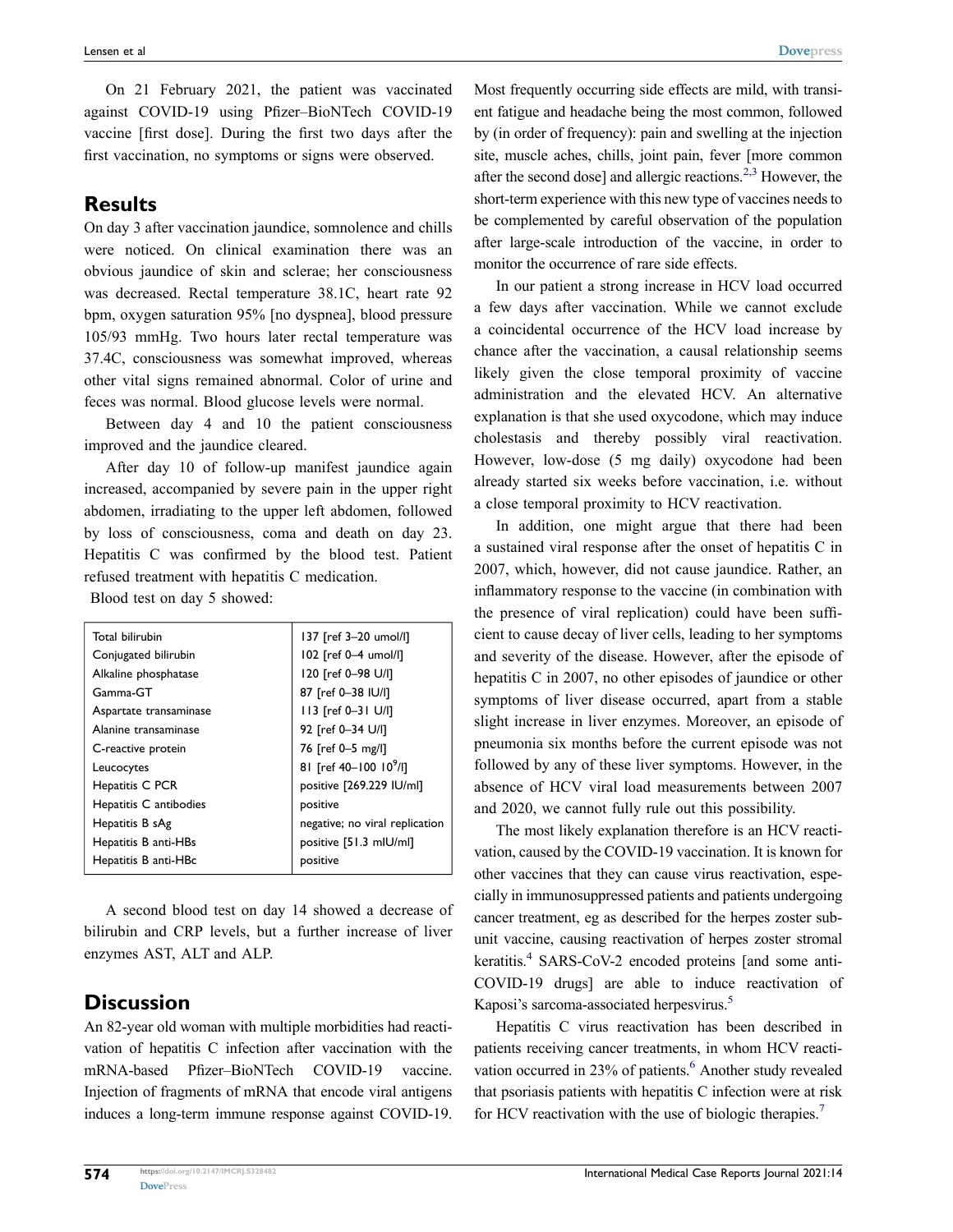On 21 February 2021, the patient was vaccinated against COVID-19 using Pfizer–BioNTech COVID-19 vaccine [first dose]. During the first two days after the first vaccination, no symptoms or signs were observed.

## Results

On day 3 after vaccination jaundice, somnolence and chills were noticed. On clinical examination there was an obvious jaundice of skin and sclerae; her consciousness was decreased. Rectal temperature 38.1C, heart rate 92 bpm, oxygen saturation 95% [no dyspnea], blood pressure 105/93 mmHg. Two hours later rectal temperature was 37.4C, consciousness was somewhat improved, whereas other vital signs remained abnormal. Color of urine and feces was normal. Blood glucose levels were normal.

Between day 4 and 10 the patient consciousness improved and the jaundice cleared.

After day 10 of follow-up manifest jaundice again increased, accompanied by severe pain in the upper right abdomen, irradiating to the upper left abdomen, followed by loss of consciousness, coma and death on day 23. Hepatitis C was confirmed by the blood test. Patient refused treatment with hepatitis C medication.

Blood test on day 5 showed:

| | |
|---|---|
| Total bilirubin | 137 [ref 3–20 umol/l] |
| Conjugated bilirubin | 102 [ref 0–4 umol/l] |
| Alkaline phosphatase | 120 [ref 0–98 U/l] |
| Gamma-GT | 87 [ref 0–38 IU/l] |
| Aspartate transaminase | 113 [ref 0–31 U/l] |
| Alanine transaminase | 92 [ref 0–34 U/l] |
| C-reactive protein | 76 [ref 0–5 mg/l] |
| Leucocytes | 81 [ref 40–100 $10^9$/l] |
| Hepatitis C PCR | positive [269.229 IU/ml] |
| Hepatitis C antibodies | positive |
| Hepatitis B sAg | negative; no viral replication |
| Hepatitis B anti-HBs | positive [51.3 mIU/ml] |
| Hepatitis B anti-HBc | positive |

A second blood test on day 14 showed a decrease of bilirubin and CRP levels, but a further increase of liver enzymes AST, ALT and ALP.

## Discussion

An 82-year old woman with multiple morbidities had reactivation of hepatitis C infection after vaccination with the mRNA-based Pfizer–BioNTech COVID-19 vaccine. Injection of fragments of mRNA that encode viral antigens induces a long-term immune response against COVID-19. Most frequently occurring side effects are mild, with transient fatigue and headache being the most common, followed by (in order of frequency): pain and swelling at the injection site, muscle aches, chills, joint pain, fever [more common after the second dose] and allergic reactions.[2,3] However, the short-term experience with this new type of vaccines needs to be complemented by careful observation of the population after large-scale introduction of the vaccine, in order to monitor the occurrence of rare side effects.

In our patient a strong increase in HCV load occurred a few days after vaccination. While we cannot exclude a coincidental occurrence of the HCV load increase by chance after the vaccination, a causal relationship seems likely given the close temporal proximity of vaccine administration and the elevated HCV. An alternative explanation is that she used oxycodone, which may induce cholestasis and thereby possibly viral reactivation. However, low-dose (5 mg daily) oxycodone had been already started six weeks before vaccination, i.e. without a close temporal proximity to HCV reactivation.

In addition, one might argue that there had been a sustained viral response after the onset of hepatitis C in 2007, which, however, did not cause jaundice. Rather, an inflammatory response to the vaccine (in combination with the presence of viral replication) could have been sufficient to cause decay of liver cells, leading to her symptoms and severity of the disease. However, after the episode of hepatitis C in 2007, no other episodes of jaundice or other symptoms of liver disease occurred, apart from a stable slight increase in liver enzymes. Moreover, an episode of pneumonia six months before the current episode was not followed by any of these liver symptoms. However, in the absence of HCV viral load measurements between 2007 and 2020, we cannot fully rule out this possibility.

The most likely explanation therefore is an HCV reactivation, caused by the COVID-19 vaccination. It is known for other vaccines that they can cause virus reactivation, especially in immunosuppressed patients and patients undergoing cancer treatment, eg as described for the herpes zoster subunit vaccine, causing reactivation of herpes zoster stromal keratitis.[4] SARS-CoV-2 encoded proteins [and some anti-COVID-19 drugs] are able to induce reactivation of Kaposi's sarcoma-associated herpesvirus.[5]

Hepatitis C virus reactivation has been described in patients receiving cancer treatments, in whom HCV reactivation occurred in 23% of patients.[6] Another study revealed that psoriasis patients with hepatitis C infection were at risk for HCV reactivation with the use of biologic therapies.[7]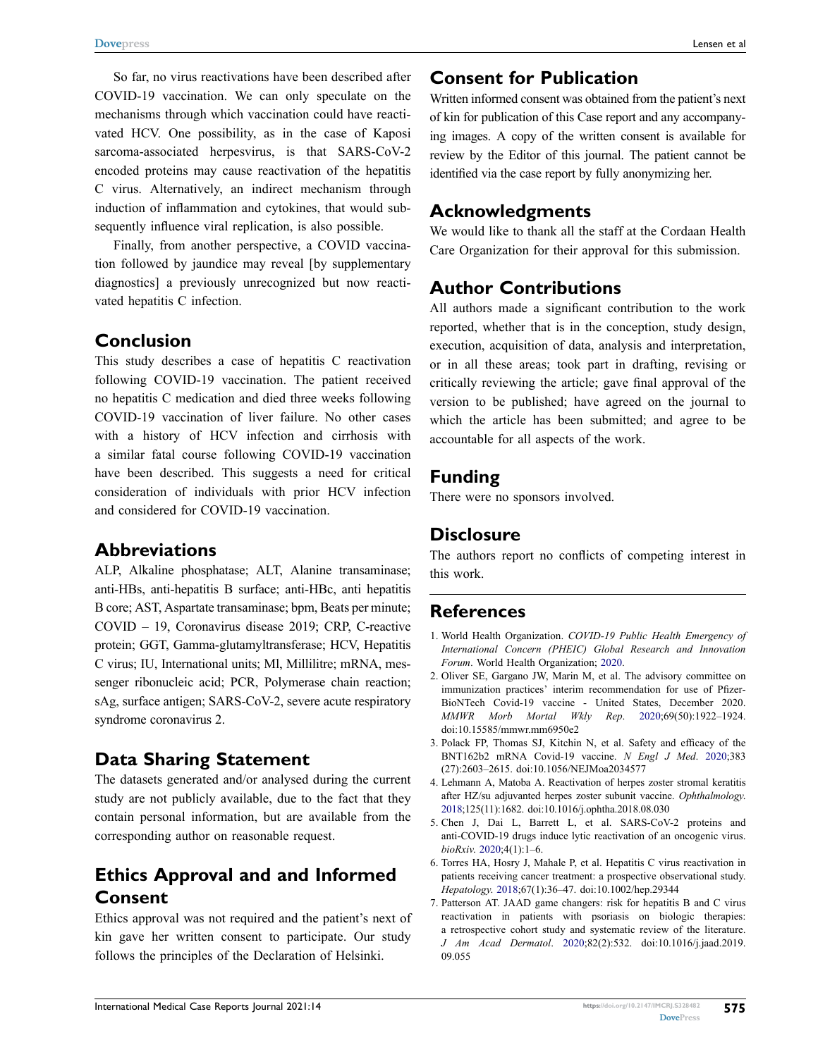So far, no virus reactivations have been described after COVID-19 vaccination. We can only speculate on the mechanisms through which vaccination could have reactivated HCV. One possibility, as in the case of Kaposi sarcoma-associated herpesvirus, is that SARS-CoV-2 encoded proteins may cause reactivation of the hepatitis C virus. Alternatively, an indirect mechanism through induction of inflammation and cytokines, that would subsequently influence viral replication, is also possible.

Finally, from another perspective, a COVID vaccination followed by jaundice may reveal [by supplementary diagnostics] a previously unrecognized but now reactivated hepatitis C infection.

## Conclusion

This study describes a case of hepatitis C reactivation following COVID-19 vaccination. The patient received no hepatitis C medication and died three weeks following COVID-19 vaccination of liver failure. No other cases with a history of HCV infection and cirrhosis with a similar fatal course following COVID-19 vaccination have been described. This suggests a need for critical consideration of individuals with prior HCV infection and considered for COVID-19 vaccination.

## Abbreviations

ALP, Alkaline phosphatase; ALT, Alanine transaminase; anti-HBs, anti-hepatitis B surface; anti-HBc, anti hepatitis B core; AST, Aspartate transaminase; bpm, Beats per minute; COVID – 19, Coronavirus disease 2019; CRP, C-reactive protein; GGT, Gamma-glutamyltransferase; HCV, Hepatitis C virus; IU, International units; Ml, Millilitre; mRNA, messenger ribonucleic acid; PCR, Polymerase chain reaction; sAg, surface antigen; SARS-CoV-2, severe acute respiratory syndrome coronavirus 2.

## Data Sharing Statement

The datasets generated and/or analysed during the current study are not publicly available, due to the fact that they contain personal information, but are available from the corresponding author on reasonable request.

## Ethics Approval and and Informed Consent

Ethics approval was not required and the patient's next of kin gave her written consent to participate. Our study follows the principles of the Declaration of Helsinki.

## Consent for Publication

Written informed consent was obtained from the patient's next of kin for publication of this Case report and any accompanying images. A copy of the written consent is available for review by the Editor of this journal. The patient cannot be identified via the case report by fully anonymizing her.

## Acknowledgments

We would like to thank all the staff at the Cordaan Health Care Organization for their approval for this submission.

## Author Contributions

All authors made a significant contribution to the work reported, whether that is in the conception, study design, execution, acquisition of data, analysis and interpretation, or in all these areas; took part in drafting, revising or critically reviewing the article; gave final approval of the version to be published; have agreed on the journal to which the article has been submitted; and agree to be accountable for all aspects of the work.

## Funding

There were no sponsors involved.

## Disclosure

The authors report no conflicts of competing interest in this work.

## References

1. World Health Organization. *COVID-19 Public Health Emergency of International Concern (PHEIC) Global Research and Innovation Forum*. World Health Organization; 2020.
2. Oliver SE, Gargano JW, Marin M, et al. The advisory committee on immunization practices' interim recommendation for use of Pfizer-BioNTech Covid-19 vaccine - United States, December 2020. *MMWR Morb Mortal Wkly Rep*. 2020;69(50):1922–1924. doi:10.15585/mmwr.mm6950e2
3. Polack FP, Thomas SJ, Kitchin N, et al. Safety and efficacy of the BNT162b2 mRNA Covid-19 vaccine. *N Engl J Med*. 2020;383 (27):2603–2615. doi:10.1056/NEJMoa2034577
4. Lehmann A, Matoba A. Reactivation of herpes zoster stromal keratitis after HZ/su adjuvanted herpes zoster subunit vaccine. *Ophthalmology*. 2018;125(11):1682. doi:10.1016/j.ophtha.2018.08.030
5. Chen J, Dai L, Barrett L, et al. SARS-CoV-2 proteins and anti-COVID-19 drugs induce lytic reactivation of an oncogenic virus. *bioRxiv*. 2020;4(1):1–6.
6. Torres HA, Hosry J, Mahale P, et al. Hepatitis C virus reactivation in patients receiving cancer treatment: a prospective observational study. *Hepatology*. 2018;67(1):36–47. doi:10.1002/hep.29344
7. Patterson AT. JAAD game changers: risk for hepatitis B and C virus reactivation in patients with psoriasis on biologic therapies: a retrospective cohort study and systematic review of the literature. *J Am Acad Dermatol*. 2020;82(2):532. doi:10.1016/j.jaad.2019.09.055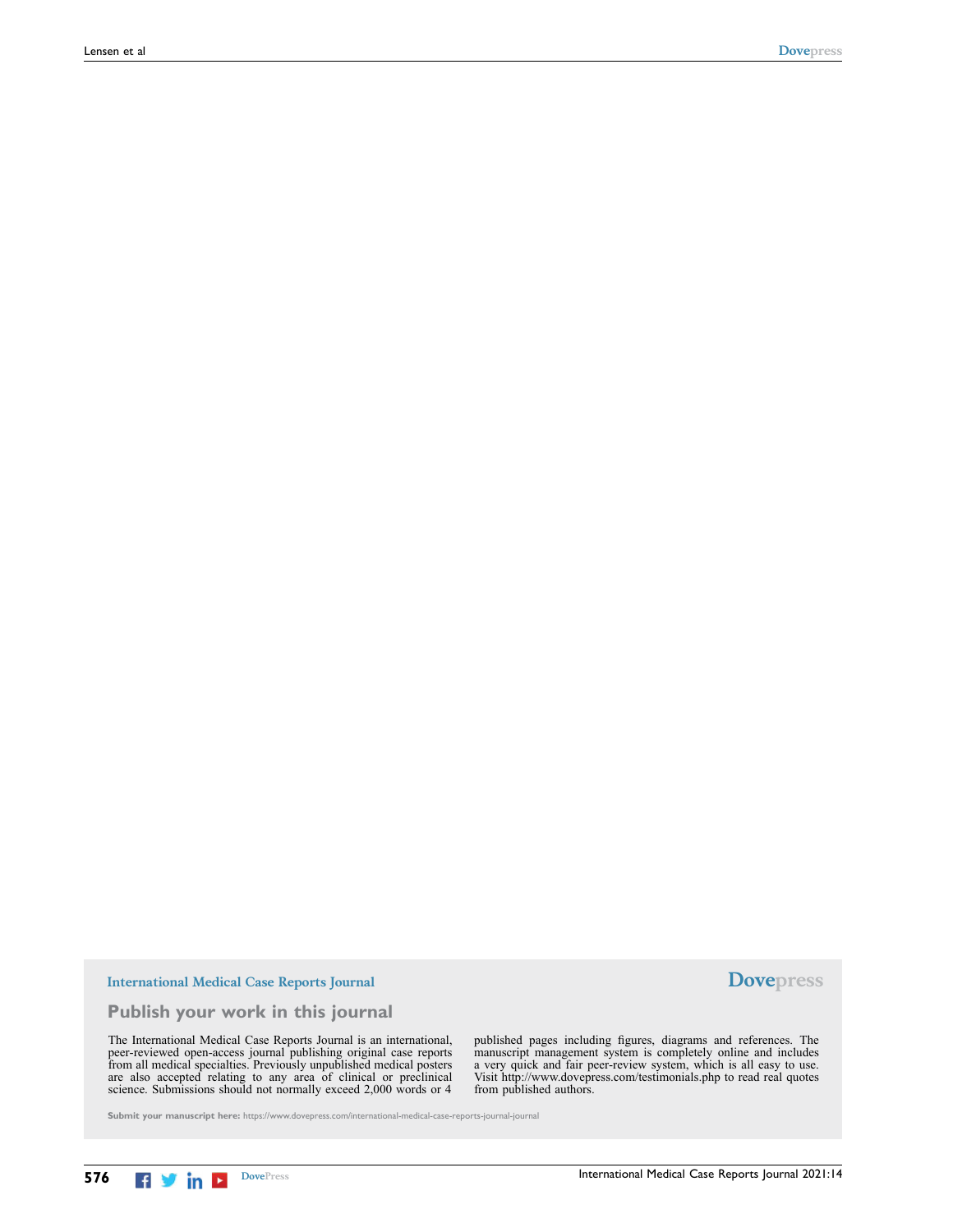**International Medical Case Reports Journal**

**Dovepress**

## Publish your work in this journal

The International Medical Case Reports Journal is an international, peer-reviewed open-access journal publishing original case reports from all medical specialties. Previously unpublished medical posters are also accepted relating to any area of clinical or preclinical science. Submissions should not normally exceed 2,000 words or 4 published pages including figures, diagrams and references. The manuscript management system is completely online and includes a very quick and fair peer-review system, which is all easy to use. Visit http://www.dovepress.com/testimonials.php to read real quotes from published authors.

**Submit your manuscript here:** https://www.dovepress.com/international-medical-case-reports-journal-journal